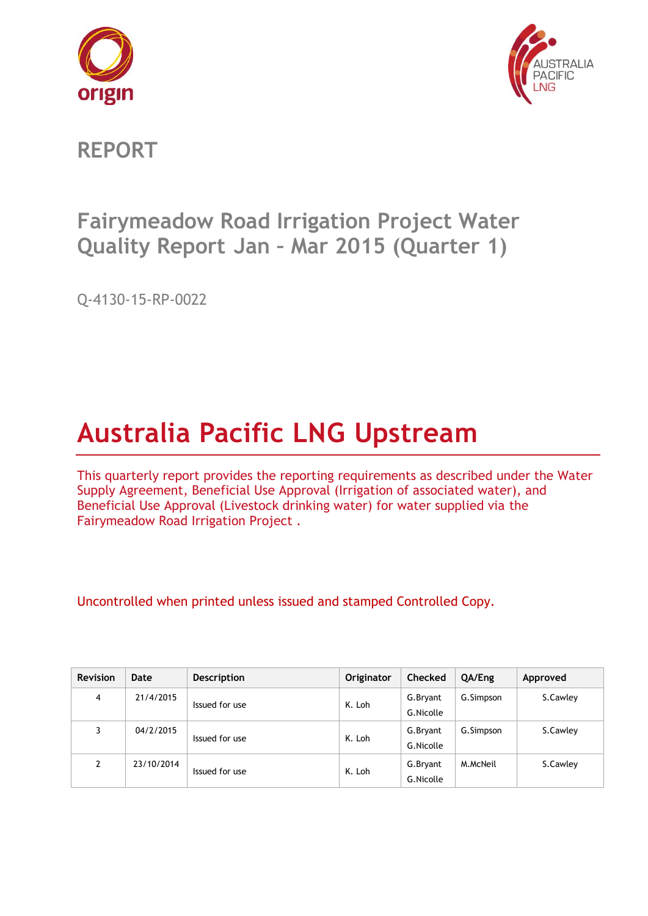# REPORT

## Fairymeadow Road Irrigation Project Water Quality Report Jan – Mar 2015 (Quarter 1)

Q-4130-15-RP-0022

# Australia Pacific LNG Upstream

This quarterly report provides the reporting requirements as described under the Water Supply Agreement, Beneficial Use Approval (Irrigation of associated water), and Beneficial Use Approval (Livestock drinking water) for water supplied via the Fairymeadow Road Irrigation Project .

Uncontrolled when printed unless issued and stamped Controlled Copy.

| Revision | Date | Description | Originator | Checked | QA/Eng | Approved |
|---|---|---|---|---|---|---|
| 4 | 21/4/2015 | Issued for use | K. Loh | G.Bryant G.Nicolle | G.Simpson | S.Cawley |
| 3 | 04/2/2015 | Issued for use | K. Loh | G.Bryant G.Nicolle | G.Simpson | S.Cawley |
| 2 | 23/10/2014 | Issued for use | K. Loh | G.Bryant G.Nicolle | M.McNeil | S.Cawley |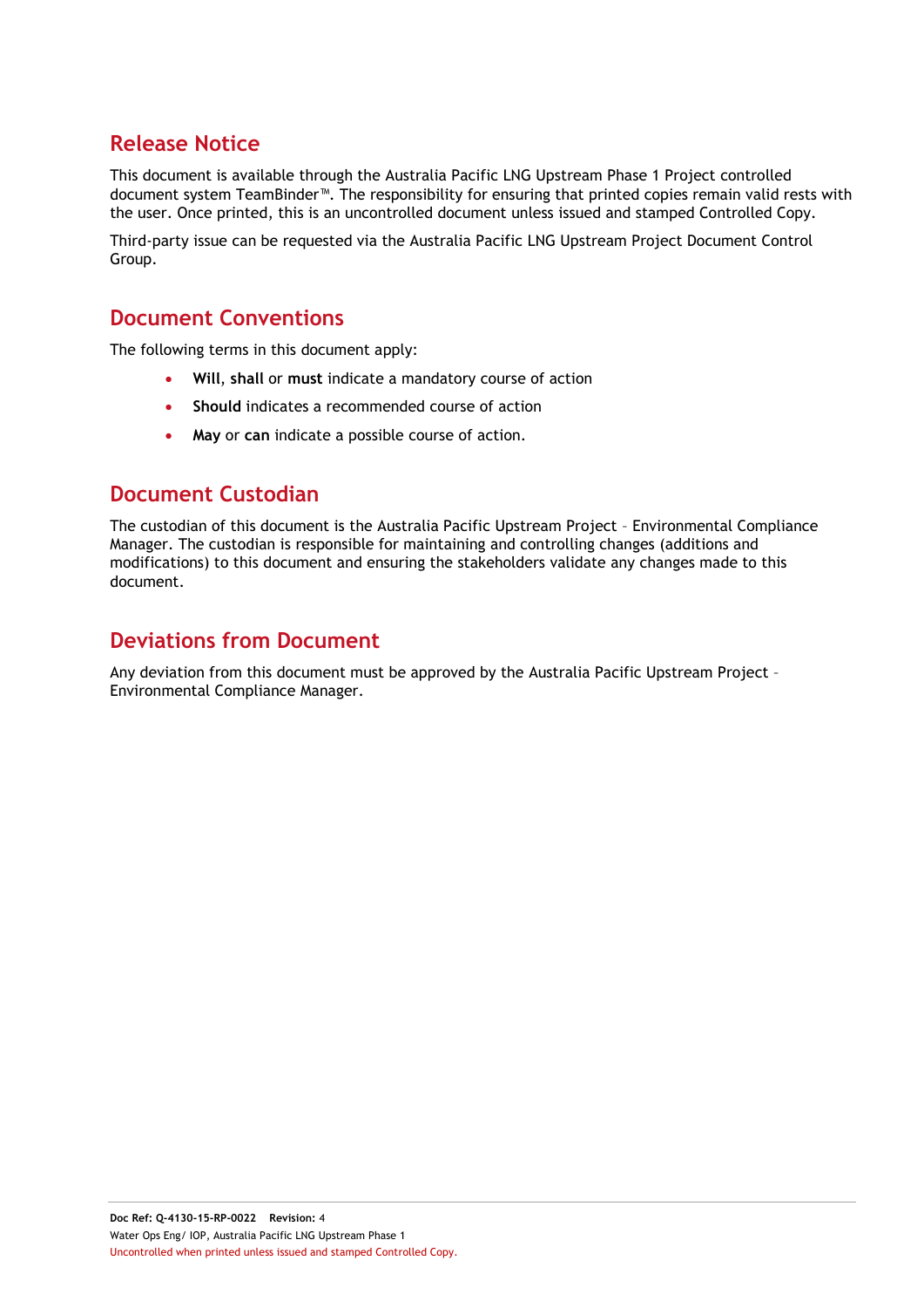## Release Notice

This document is available through the Australia Pacific LNG Upstream Phase 1 Project controlled document system TeamBinder™. The responsibility for ensuring that printed copies remain valid rests with the user. Once printed, this is an uncontrolled document unless issued and stamped Controlled Copy.

Third-party issue can be requested via the Australia Pacific LNG Upstream Project Document Control Group.

## Document Conventions

The following terms in this document apply:

- **Will**, **shall** or **must** indicate a mandatory course of action
- **Should** indicates a recommended course of action
- **May** or **can** indicate a possible course of action.

## Document Custodian

The custodian of this document is the Australia Pacific Upstream Project – Environmental Compliance Manager. The custodian is responsible for maintaining and controlling changes (additions and modifications) to this document and ensuring the stakeholders validate any changes made to this document.

## Deviations from Document

Any deviation from this document must be approved by the Australia Pacific Upstream Project – Environmental Compliance Manager.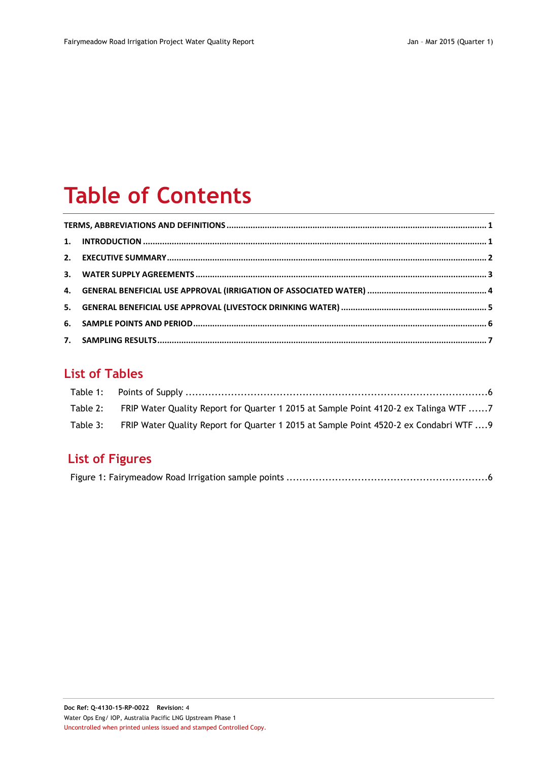# Table of Contents

TERMS, ABBREVIATIONS AND DEFINITIONS .......... 1

1. INTRODUCTION .......... 1
2. EXECUTIVE SUMMARY .......... 2
3. WATER SUPPLY AGREEMENTS .......... 3
4. GENERAL BENEFICIAL USE APPROVAL (IRRIGATION OF ASSOCIATED WATER) .......... 4
5. GENERAL BENEFICIAL USE APPROVAL (LIVESTOCK DRINKING WATER) .......... 5
6. SAMPLE POINTS AND PERIOD .......... 6
7. SAMPLING RESULTS .......... 7

## List of Tables

Table 1: Points of Supply .......... 6

Table 2: FRIP Water Quality Report for Quarter 1 2015 at Sample Point 4120-2 ex Talinga WTF .......... 7

Table 3: FRIP Water Quality Report for Quarter 1 2015 at Sample Point 4520-2 ex Condabri WTF .......... 9

## List of Figures

Figure 1: Fairymeadow Road Irrigation sample points .......... 6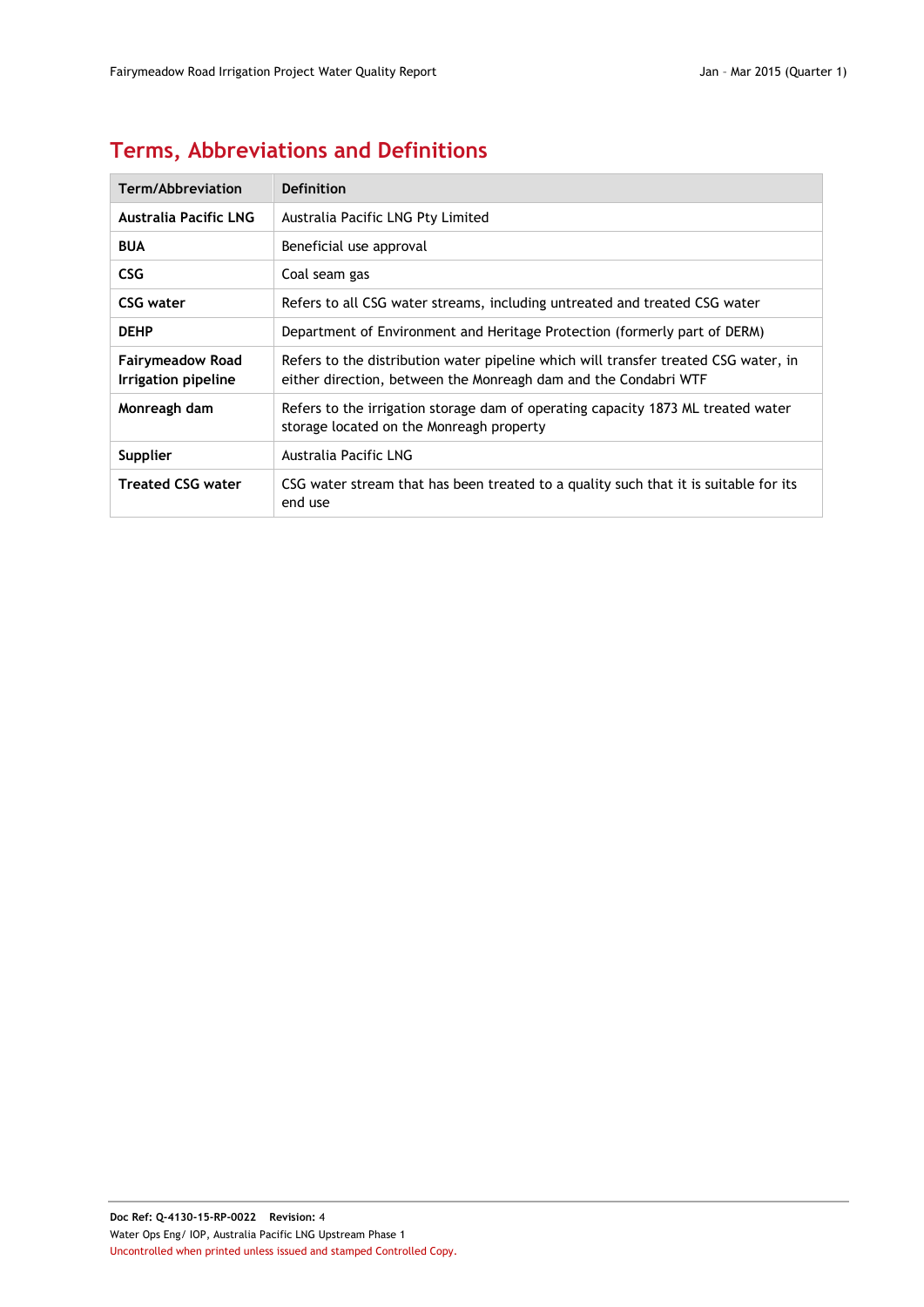# Terms, Abbreviations and Definitions

| Term/Abbreviation | Definition |
| --- | --- |
| **Australia Pacific LNG** | Australia Pacific LNG Pty Limited |
| **BUA** | Beneficial use approval |
| **CSG** | Coal seam gas |
| **CSG water** | Refers to all CSG water streams, including untreated and treated CSG water |
| **DEHP** | Department of Environment and Heritage Protection (formerly part of DERM) |
| **Fairymeadow Road Irrigation pipeline** | Refers to the distribution water pipeline which will transfer treated CSG water, in either direction, between the Monreagh dam and the Condabri WTF |
| **Monreagh dam** | Refers to the irrigation storage dam of operating capacity 1873 ML treated water storage located on the Monreagh property |
| **Supplier** | Australia Pacific LNG |
| **Treated CSG water** | CSG water stream that has been treated to a quality such that it is suitable for its end use |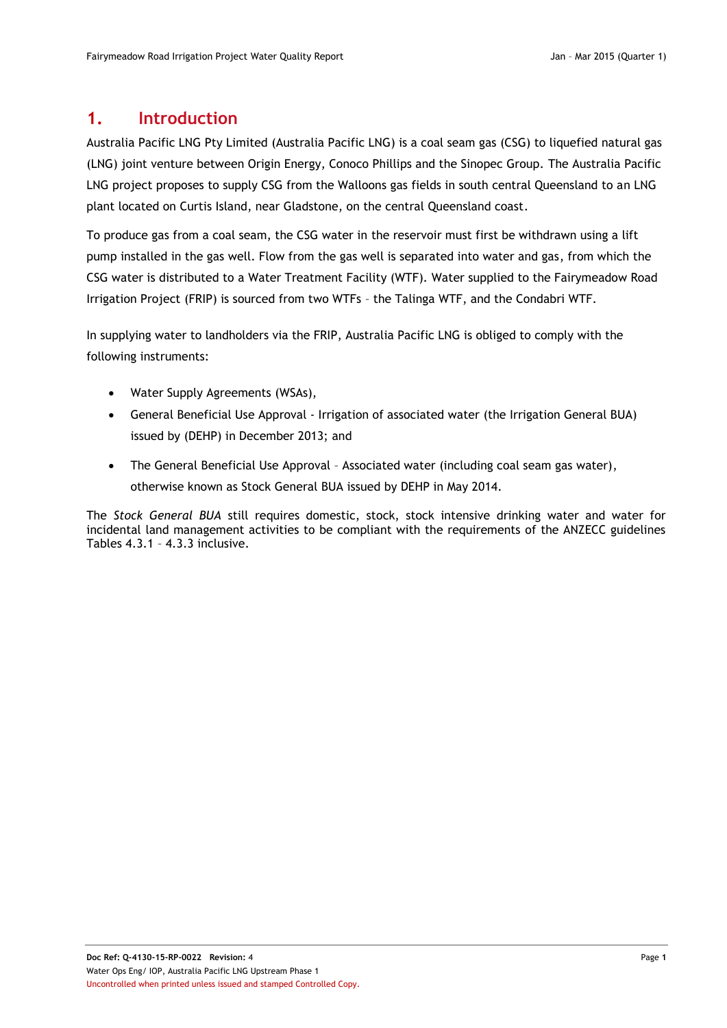# 1. Introduction

Australia Pacific LNG Pty Limited (Australia Pacific LNG) is a coal seam gas (CSG) to liquefied natural gas (LNG) joint venture between Origin Energy, Conoco Phillips and the Sinopec Group. The Australia Pacific LNG project proposes to supply CSG from the Walloons gas fields in south central Queensland to an LNG plant located on Curtis Island, near Gladstone, on the central Queensland coast.

To produce gas from a coal seam, the CSG water in the reservoir must first be withdrawn using a lift pump installed in the gas well. Flow from the gas well is separated into water and gas, from which the CSG water is distributed to a Water Treatment Facility (WTF). Water supplied to the Fairymeadow Road Irrigation Project (FRIP) is sourced from two WTFs – the Talinga WTF, and the Condabri WTF.

In supplying water to landholders via the FRIP, Australia Pacific LNG is obliged to comply with the following instruments:

- Water Supply Agreements (WSAs),
- General Beneficial Use Approval - Irrigation of associated water (the Irrigation General BUA) issued by (DEHP) in December 2013; and
- The General Beneficial Use Approval – Associated water (including coal seam gas water), otherwise known as Stock General BUA issued by DEHP in May 2014.

The *Stock General BUA* still requires domestic, stock, stock intensive drinking water and water for incidental land management activities to be compliant with the requirements of the ANZECC guidelines Tables 4.3.1 – 4.3.3 inclusive.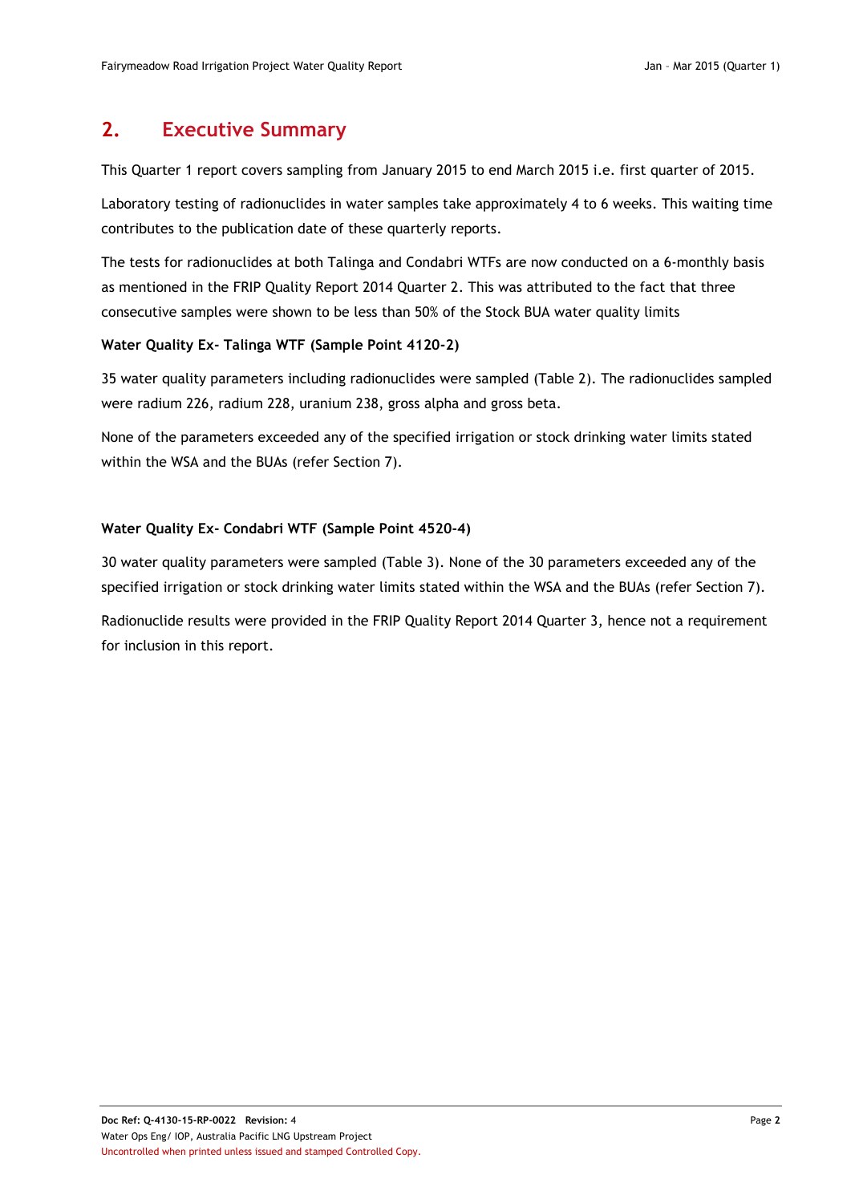## 2. Executive Summary

This Quarter 1 report covers sampling from January 2015 to end March 2015 i.e. first quarter of 2015.

Laboratory testing of radionuclides in water samples take approximately 4 to 6 weeks. This waiting time contributes to the publication date of these quarterly reports.

The tests for radionuclides at both Talinga and Condabri WTFs are now conducted on a 6-monthly basis as mentioned in the FRIP Quality Report 2014 Quarter 2. This was attributed to the fact that three consecutive samples were shown to be less than 50% of the Stock BUA water quality limits

**Water Quality Ex- Talinga WTF (Sample Point 4120-2)**

35 water quality parameters including radionuclides were sampled (Table 2). The radionuclides sampled were radium 226, radium 228, uranium 238, gross alpha and gross beta.

None of the parameters exceeded any of the specified irrigation or stock drinking water limits stated within the WSA and the BUAs (refer Section 7).

**Water Quality Ex- Condabri WTF (Sample Point 4520-4)**

30 water quality parameters were sampled (Table 3). None of the 30 parameters exceeded any of the specified irrigation or stock drinking water limits stated within the WSA and the BUAs (refer Section 7).

Radionuclide results were provided in the FRIP Quality Report 2014 Quarter 3, hence not a requirement for inclusion in this report.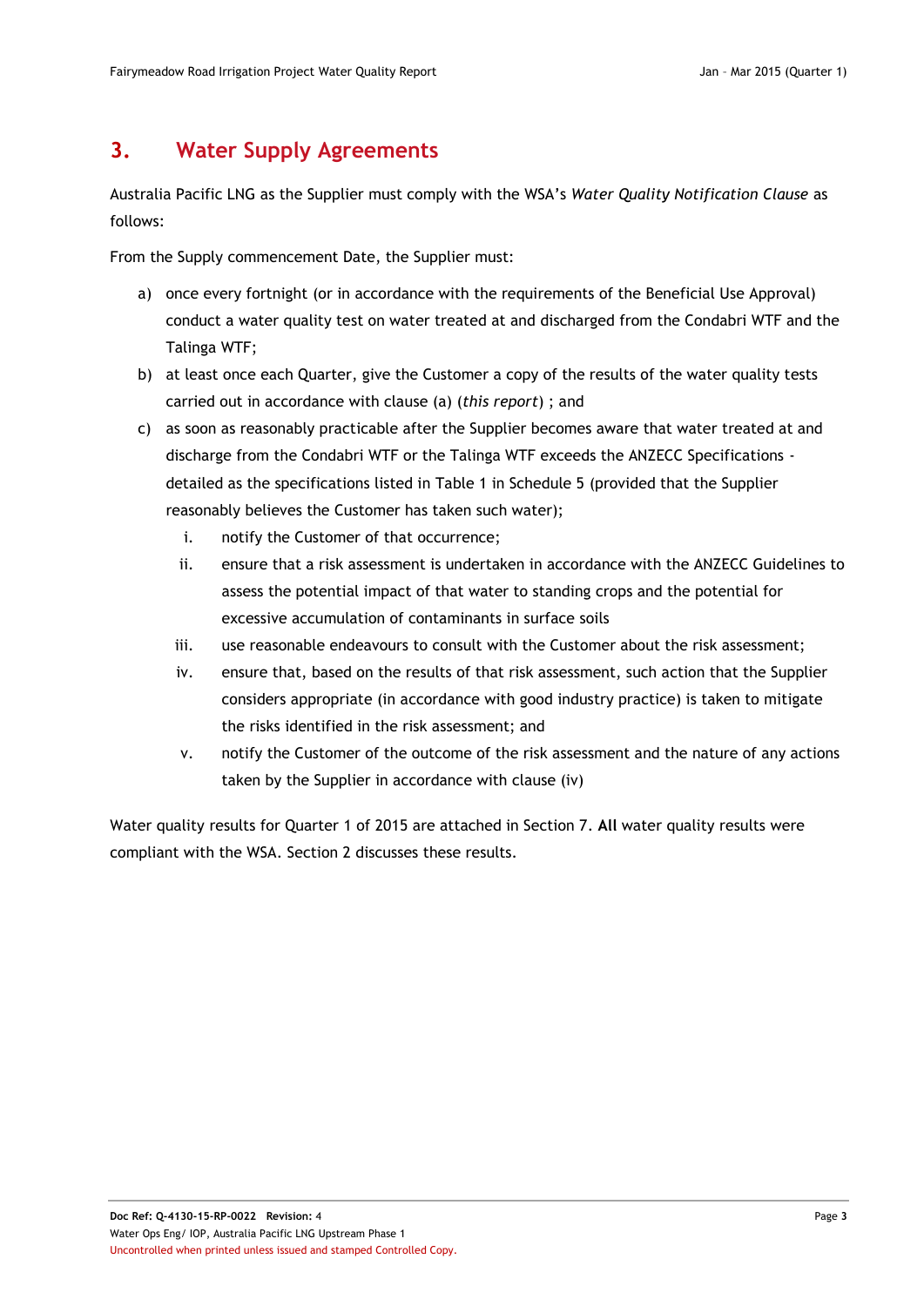## 3. Water Supply Agreements

Australia Pacific LNG as the Supplier must comply with the WSA's *Water Quality Notification Clause* as follows:

From the Supply commencement Date, the Supplier must:

a) once every fortnight (or in accordance with the requirements of the Beneficial Use Approval) conduct a water quality test on water treated at and discharged from the Condabri WTF and the Talinga WTF;

b) at least once each Quarter, give the Customer a copy of the results of the water quality tests carried out in accordance with clause (a) (*this report*) ; and

c) as soon as reasonably practicable after the Supplier becomes aware that water treated at and discharge from the Condabri WTF or the Talinga WTF exceeds the ANZECC Specifications - detailed as the specifications listed in Table 1 in Schedule 5 (provided that the Supplier reasonably believes the Customer has taken such water);

   i. notify the Customer of that occurrence;

   ii. ensure that a risk assessment is undertaken in accordance with the ANZECC Guidelines to assess the potential impact of that water to standing crops and the potential for excessive accumulation of contaminants in surface soils

   iii. use reasonable endeavours to consult with the Customer about the risk assessment;

   iv. ensure that, based on the results of that risk assessment, such action that the Supplier considers appropriate (in accordance with good industry practice) is taken to mitigate the risks identified in the risk assessment; and

   v. notify the Customer of the outcome of the risk assessment and the nature of any actions taken by the Supplier in accordance with clause (iv)

Water quality results for Quarter 1 of 2015 are attached in Section 7. **All** water quality results were compliant with the WSA. Section 2 discusses these results.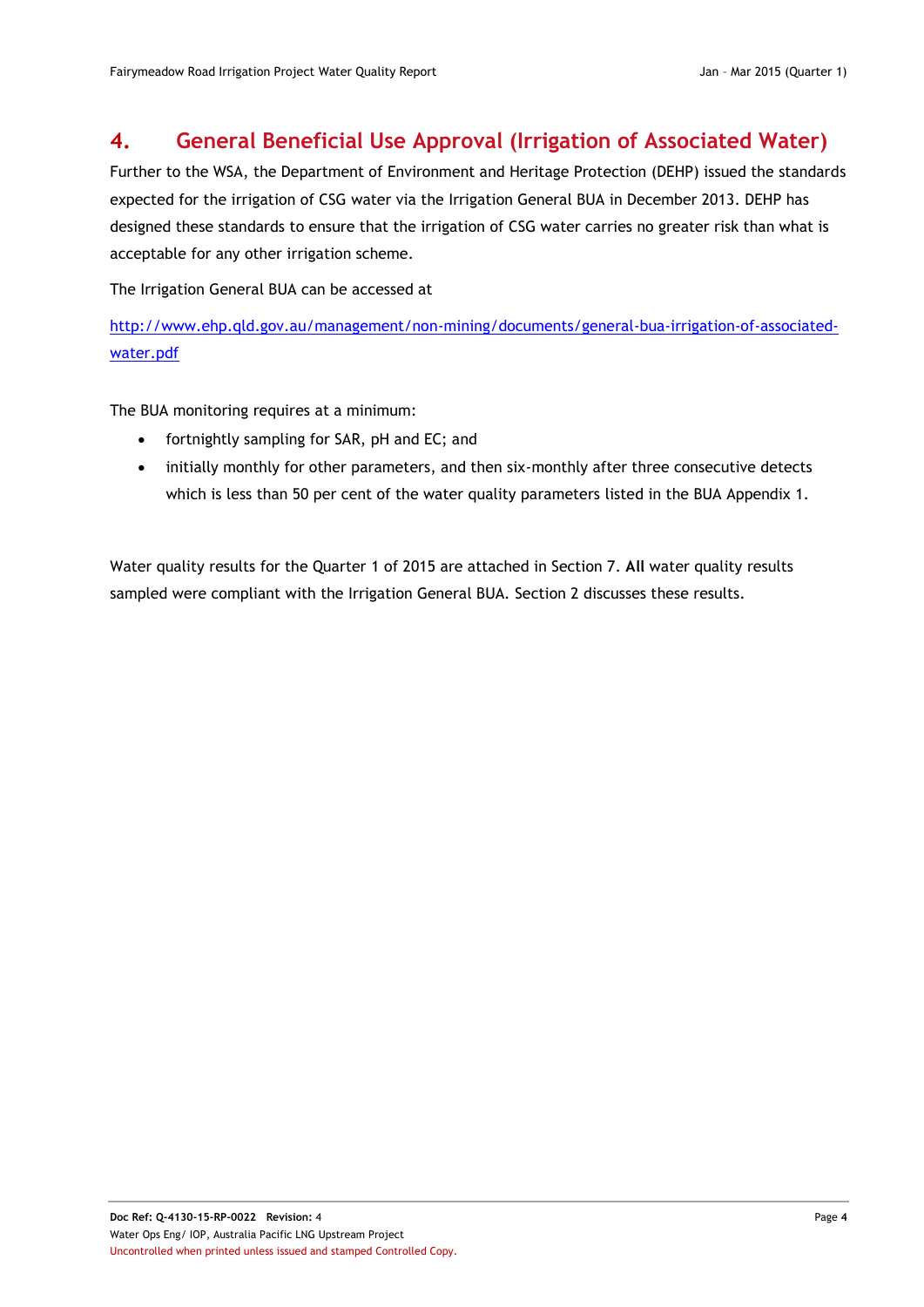# 4. General Beneficial Use Approval (Irrigation of Associated Water)

Further to the WSA, the Department of Environment and Heritage Protection (DEHP) issued the standards expected for the irrigation of CSG water via the Irrigation General BUA in December 2013. DEHP has designed these standards to ensure that the irrigation of CSG water carries no greater risk than what is acceptable for any other irrigation scheme.

The Irrigation General BUA can be accessed at

[http://www.ehp.qld.gov.au/management/non-mining/documents/general-bua-irrigation-of-associated-water.pdf](http://www.ehp.qld.gov.au/management/non-mining/documents/general-bua-irrigation-of-associated-water.pdf)

The BUA monitoring requires at a minimum:

- fortnightly sampling for SAR, pH and EC; and
- initially monthly for other parameters, and then six-monthly after three consecutive detects which is less than 50 per cent of the water quality parameters listed in the BUA Appendix 1.

Water quality results for the Quarter 1 of 2015 are attached in Section 7. **All** water quality results sampled were compliant with the Irrigation General BUA. Section 2 discusses these results.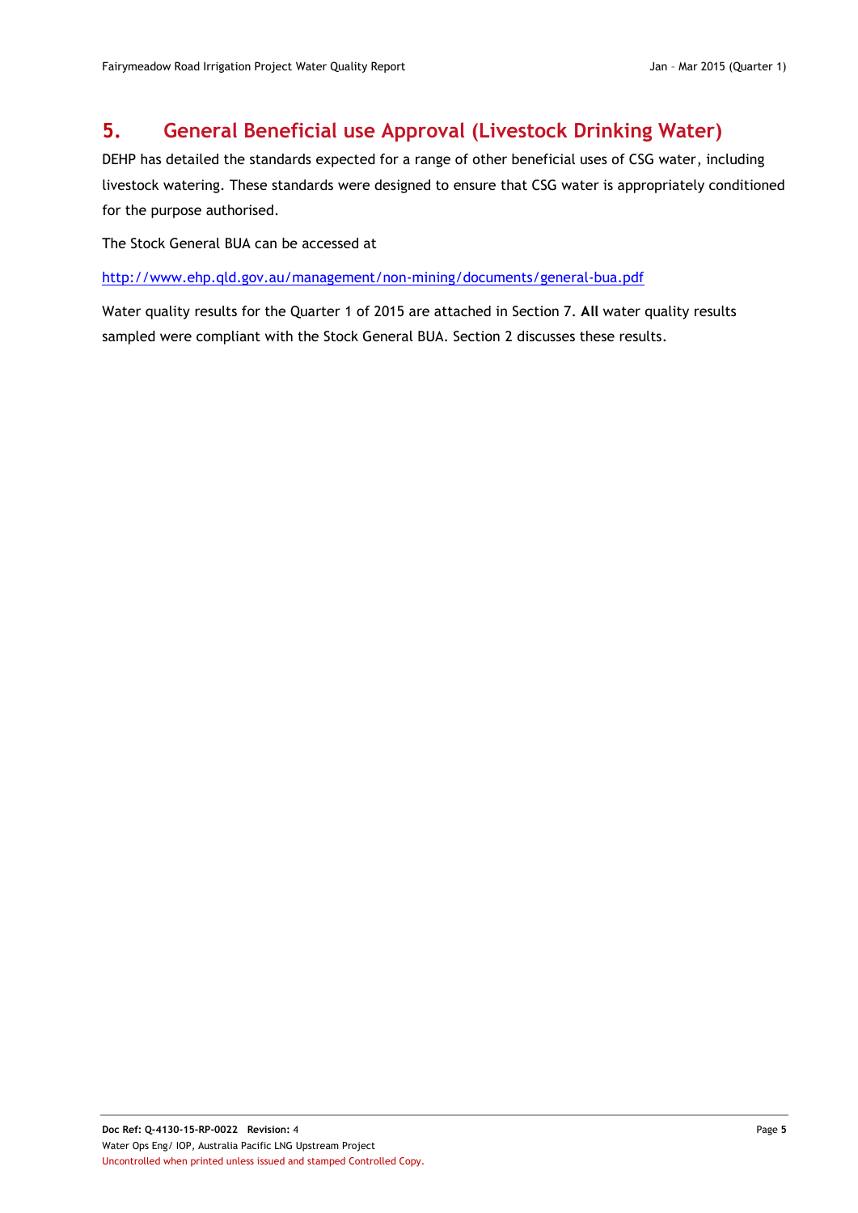# 5. General Beneficial use Approval (Livestock Drinking Water)

DEHP has detailed the standards expected for a range of other beneficial uses of CSG water, including livestock watering. These standards were designed to ensure that CSG water is appropriately conditioned for the purpose authorised.

The Stock General BUA can be accessed at

http://www.ehp.qld.gov.au/management/non-mining/documents/general-bua.pdf

Water quality results for the Quarter 1 of 2015 are attached in Section 7. **All** water quality results sampled were compliant with the Stock General BUA. Section 2 discusses these results.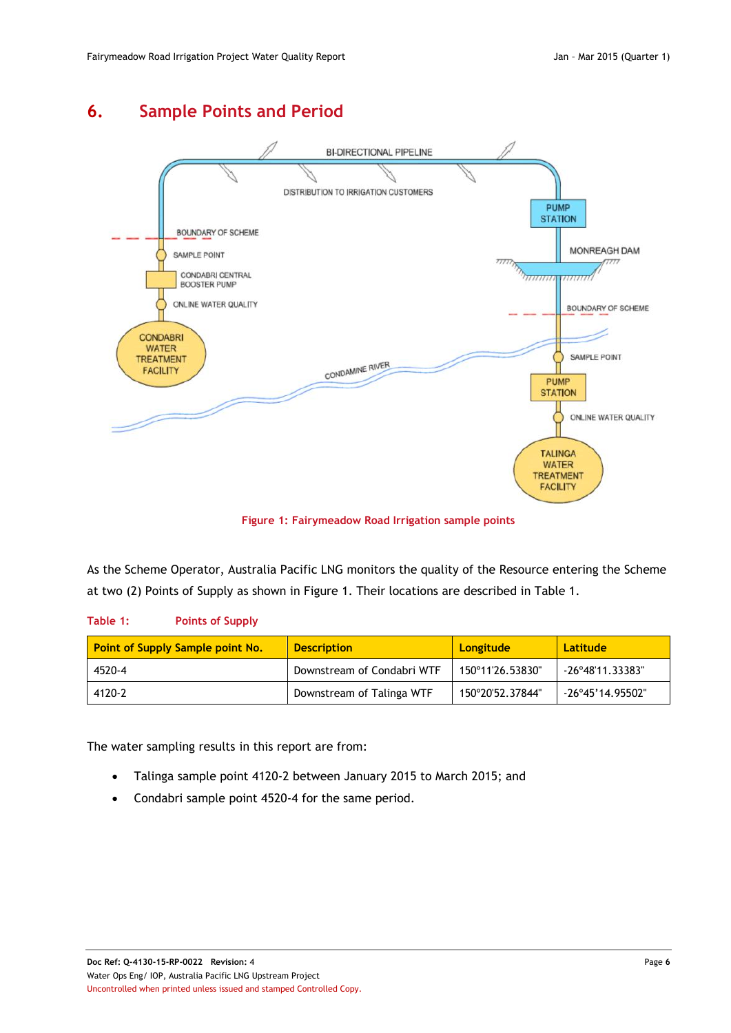## 6. Sample Points and Period

Figure 1: Fairymeadow Road Irrigation sample points

As the Scheme Operator, Australia Pacific LNG monitors the quality of the Resource entering the Scheme at two (2) Points of Supply as shown in Figure 1. Their locations are described in Table 1.

Table 1: Points of Supply

| Point of Supply Sample point No. | Description | Longitude | Latitude |
|---|---|---|---|
| 4520-4 | Downstream of Condabri WTF | 150°11'26.53830" | -26°48'11.33383" |
| 4120-2 | Downstream of Talinga WTF | 150°20'52.37844" | -26°45'14.95502" |

The water sampling results in this report are from:

- Talinga sample point 4120-2 between January 2015 to March 2015; and
- Condabri sample point 4520-4 for the same period.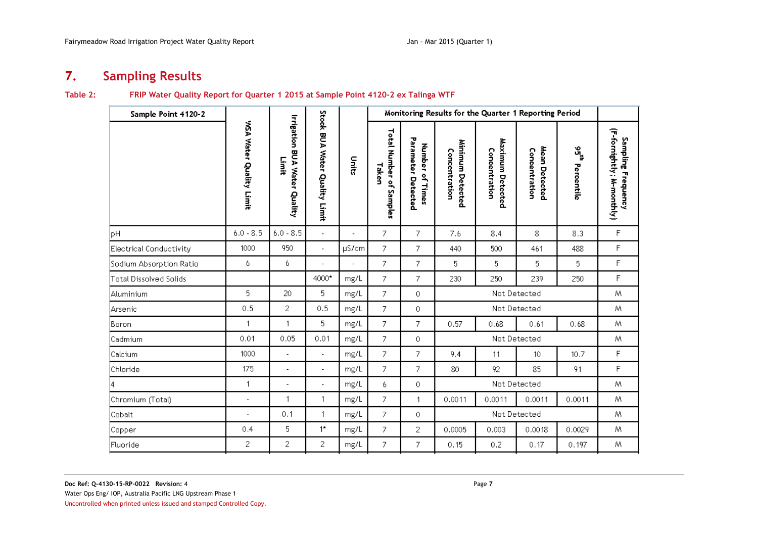## 7. Sampling Results

**Table 2: FRIP Water Quality Report for Quarter 1 2015 at Sample Point 4120-2 ex Talinga WTF**

| Sample Point 4120-2 | WSA Water Quality Limit | Irrigation BUA Water Quality Limit | Stock BUA Water Quality Limit | Units | Monitoring Results for the Quarter 1 Reporting Period | | | | | | Sampling Frequency (F-fornightly; M-monthly) |
|---|---|---|---|---|---|---|---|---|---|---|---|
| | | | | | Total Number of Samples Taken | Number of Times Parameter Detected | Minimum Detected Concentration | Maximum Detected Concentration | Mean Detected Concentration | 95th Percentile | |
| pH | 6.0 - 8.5 | 6.0 - 8.5 | - | - | 7 | 7 | 7.6 | 8.4 | 8 | 8.3 | F |
| Electrical Conductivity | 1000 | 950 | - | µS/cm | 7 | 7 | 440 | 500 | 461 | 488 | F |
| Sodium Absorption Ratio | 6 | 6 | - | - | 7 | 7 | 5 | 5 | 5 | 5 | F |
| Total Dissolved Solids | | | 4000* | mg/L | 7 | 7 | 230 | 250 | 239 | 250 | F |
| Aluminium | 5 | 20 | 5 | mg/L | 7 | 0 | Not Detected | | | | M |
| Arsenic | 0.5 | 2 | 0.5 | mg/L | 7 | 0 | Not Detected | | | | M |
| Boron | 1 | 1 | 5 | mg/L | 7 | 7 | 0.57 | 0.68 | 0.61 | 0.68 | M |
| Cadmium | 0.01 | 0.05 | 0.01 | mg/L | 7 | 0 | Not Detected | | | | M |
| Calcium | 1000 | - | - | mg/L | 7 | 7 | 9.4 | 11 | 10 | 10.7 | F |
| Chloride | 175 | - | - | mg/L | 7 | 7 | 80 | 92 | 85 | 91 | F |
| 4 | 1 | - | - | mg/L | 6 | 0 | Not Detected | | | | M |
| Chromium (Total) | - | 1 | 1 | mg/L | 7 | 1 | 0.0011 | 0.0011 | 0.0011 | 0.0011 | M |
| Cobalt | - | 0.1 | 1 | mg/L | 7 | 0 | Not Detected | | | | M |
| Copper | 0.4 | 5 | 1* | mg/L | 7 | 2 | 0.0005 | 0.003 | 0.0018 | 0.0029 | M |
| Fluoride | 2 | 2 | 2 | mg/L | 7 | 7 | 0.15 | 0.2 | 0.17 | 0.197 | M |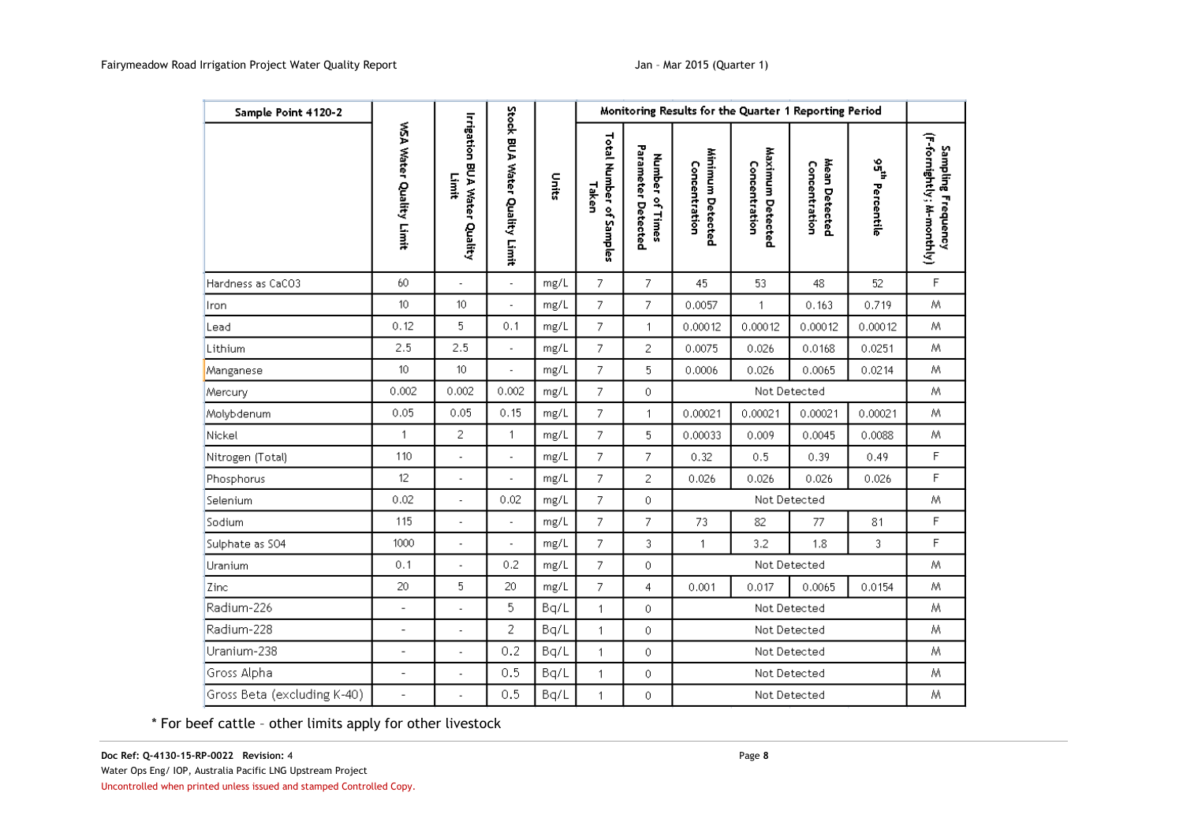| Sample Point 4120-2 | WSA Water Quality Limit | Irrigation BUA Water Quality Limit | Stock BUA Water Quality Limit | Units | Monitoring Results for the Quarter 1 Reporting Period | | | | | | Sampling Frequency (F-fornightly; M-monthly) |
|---|---|---|---|---|---|---|---|---|---|---|---|
| | | | | | Total Number of Samples Taken | Number of Times Parameter Detected | Minimum Detected Concentration | Maximum Detected Concentration | Mean Detected Concentration | 95th Percentile | |
| Hardness as CaCO3 | 60 | - | - | mg/L | 7 | 7 | 45 | 53 | 48 | 52 | F |
| Iron | 10 | 10 | - | mg/L | 7 | 7 | 0.0057 | 1 | 0.163 | 0.719 | M |
| Lead | 0.12 | 5 | 0.1 | mg/L | 7 | 1 | 0.00012 | 0.00012 | 0.00012 | 0.00012 | M |
| Lithium | 2.5 | 2.5 | - | mg/L | 7 | 2 | 0.0075 | 0.026 | 0.0168 | 0.0251 | M |
| Manganese | 10 | 10 | - | mg/L | 7 | 5 | 0.0006 | 0.026 | 0.0065 | 0.0214 | M |
| Mercury | 0.002 | 0.002 | 0.002 | mg/L | 7 | 0 | Not Detected | | | | M |
| Molybdenum | 0.05 | 0.05 | 0.15 | mg/L | 7 | 1 | 0.00021 | 0.00021 | 0.00021 | 0.00021 | M |
| Nickel | 1 | 2 | 1 | mg/L | 7 | 5 | 0.00033 | 0.009 | 0.0045 | 0.0088 | M |
| Nitrogen (Total) | 110 | - | - | mg/L | 7 | 7 | 0.32 | 0.5 | 0.39 | 0.49 | F |
| Phosphorus | 12 | - | - | mg/L | 7 | 2 | 0.026 | 0.026 | 0.026 | 0.026 | F |
| Selenium | 0.02 | - | 0.02 | mg/L | 7 | 0 | Not Detected | | | | M |
| Sodium | 115 | - | - | mg/L | 7 | 7 | 73 | 82 | 77 | 81 | F |
| Sulphate as SO4 | 1000 | - | - | mg/L | 7 | 3 | 1 | 3.2 | 1.8 | 3 | F |
| Uranium | 0.1 | - | 0.2 | mg/L | 7 | 0 | Not Detected | | | | M |
| Zinc | 20 | 5 | 20 | mg/L | 7 | 4 | 0.001 | 0.017 | 0.0065 | 0.0154 | M |
| Radium-226 | - | - | 5 | Bq/L | 1 | 0 | Not Detected | | | | M |
| Radium-228 | - | - | 2 | Bq/L | 1 | 0 | Not Detected | | | | M |
| Uranium-238 | - | - | 0.2 | Bq/L | 1 | 0 | Not Detected | | | | M |
| Gross Alpha | - | - | 0.5 | Bq/L | 1 | 0 | Not Detected | | | | M |
| Gross Beta (excluding K-40) | - | - | 0.5 | Bq/L | 1 | 0 | Not Detected | | | | M |

* For beef cattle – other limits apply for other livestock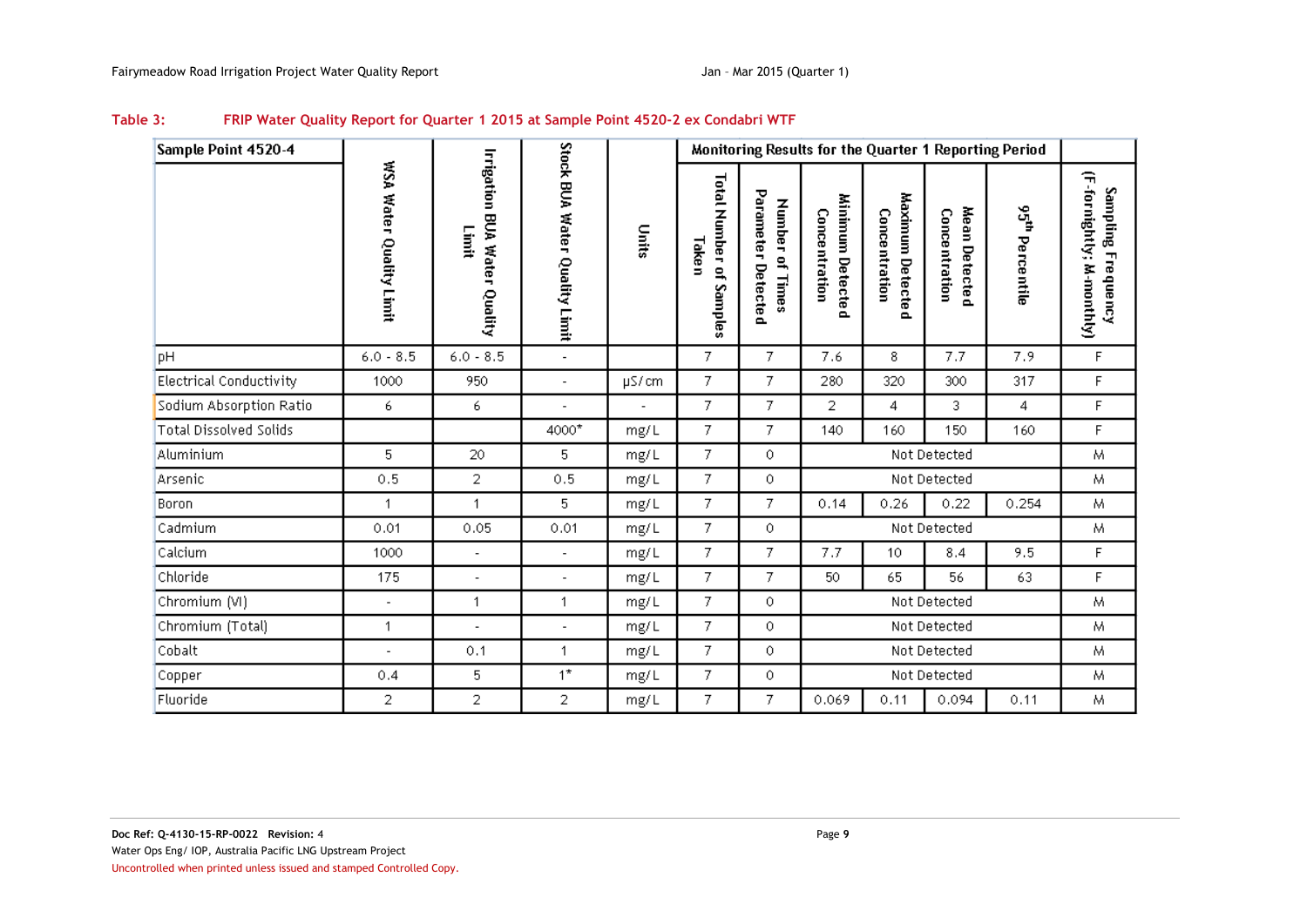**Table 3: FRIP Water Quality Report for Quarter 1 2015 at Sample Point 4520-2 ex Condabri WTF**

| Sample Point 4520-4 | WSA Water Quality Limit | Irrigation BUA Water Quality Limit | Stock BUA Water Quality Limit | Units | Monitoring Results for the Quarter 1 Reporting Period | | | | | | Sampling Frequency (F-fortnightly; M-monthly) |
|---|---|---|---|---|---|---|---|---|---|---|---|
| | | | | | Total Number of Samples Taken | Number of Times Parameter Detected | Minimum Detected Concentration | Maximum Detected Concentration | Mean Detected Concentration | 95th Percentile | |
| pH | 6.0 - 8.5 | 6.0 - 8.5 | - | | 7 | 7 | 7.6 | 8 | 7.7 | 7.9 | F |
| Electrical Conductivity | 1000 | 950 | - | µS/cm | 7 | 7 | 280 | 320 | 300 | 317 | F |
| Sodium Absorption Ratio | 6 | 6 | - | - | 7 | 7 | 2 | 4 | 3 | 4 | F |
| Total Dissolved Solids | | | 4000* | mg/L | 7 | 7 | 140 | 160 | 150 | 160 | F |
| Aluminium | 5 | 20 | 5 | mg/L | 7 | 0 | Not Detected | | | | M |
| Arsenic | 0.5 | 2 | 0.5 | mg/L | 7 | 0 | Not Detected | | | | M |
| Boron | 1 | 1 | 5 | mg/L | 7 | 7 | 0.14 | 0.26 | 0.22 | 0.254 | M |
| Cadmium | 0.01 | 0.05 | 0.01 | mg/L | 7 | 0 | Not Detected | | | | M |
| Calcium | 1000 | - | - | mg/L | 7 | 7 | 7.7 | 10 | 8.4 | 9.5 | F |
| Chloride | 175 | - | - | mg/L | 7 | 7 | 50 | 65 | 56 | 63 | F |
| Chromium (VI) | - | 1 | 1 | mg/L | 7 | 0 | Not Detected | | | | M |
| Chromium (Total) | 1 | - | - | mg/L | 7 | 0 | Not Detected | | | | M |
| Cobalt | - | 0.1 | 1 | mg/L | 7 | 0 | Not Detected | | | | M |
| Copper | 0.4 | 5 | 1* | mg/L | 7 | 0 | Not Detected | | | | M |
| Fluoride | 2 | 2 | 2 | mg/L | 7 | 7 | 0.069 | 0.11 | 0.094 | 0.11 | M |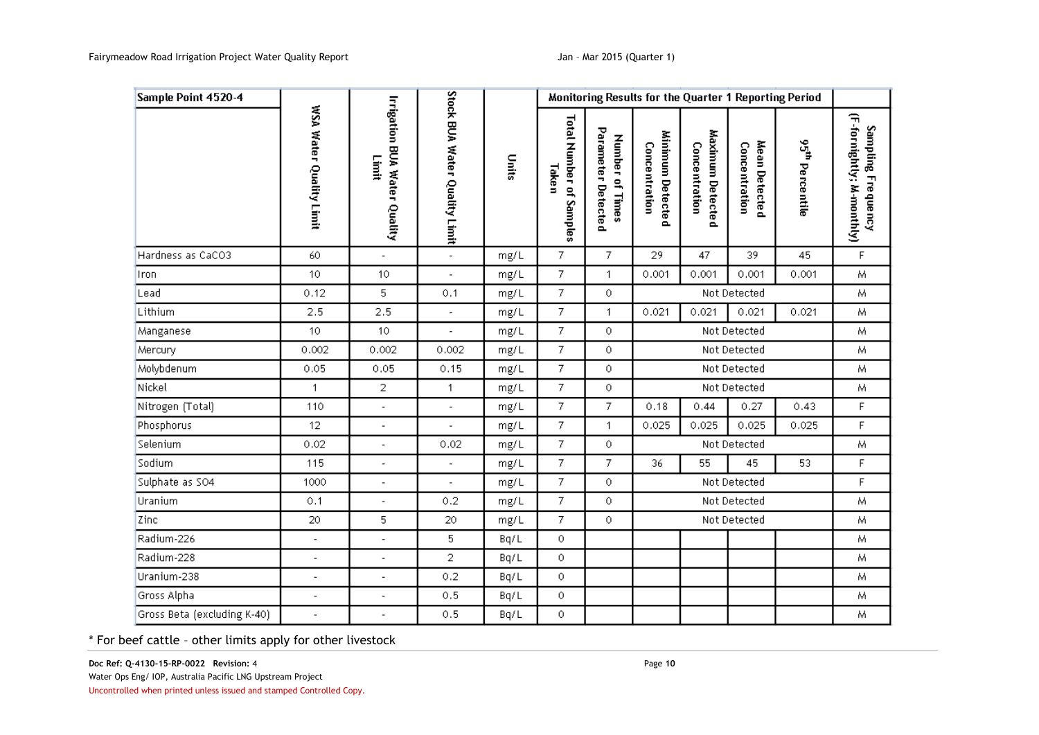| Sample Point 4520-4 | WSA Water Quality Limit | Irrigation BUA Water Quality Limit | Stock BUA Water Quality Limit | Units | Monitoring Results for the Quarter 1 Reporting Period | | | | | | | Sampling Frequency (F-fornightly; M-monthly) |
|---|---|---|---|---|---|---|---|---|---|---|---|---|
| | | | | | Total Number of Samples Taken | Number of Times Parameter Detected | Minimum Detected Concentration | Maximum Detected Concentration | Mean Detected Concentration | 95th Percentile | | |
| Hardness as CaCO3 | 60 | - | - | mg/L | 7 | 7 | 29 | 47 | 39 | 45 | | F |
| Iron | 10 | 10 | - | mg/L | 7 | 1 | 0.001 | 0.001 | 0.001 | 0.001 | | M |
| Lead | 0.12 | 5 | 0.1 | mg/L | 7 | 0 | Not Detected | | | | | M |
| Lithium | 2.5 | 2.5 | - | mg/L | 7 | 1 | 0.021 | 0.021 | 0.021 | 0.021 | | M |
| Manganese | 10 | 10 | - | mg/L | 7 | 0 | Not Detected | | | | | M |
| Mercury | 0.002 | 0.002 | 0.002 | mg/L | 7 | 0 | Not Detected | | | | | M |
| Molybdenum | 0.05 | 0.05 | 0.15 | mg/L | 7 | 0 | Not Detected | | | | | M |
| Nickel | 1 | 2 | 1 | mg/L | 7 | 0 | Not Detected | | | | | M |
| Nitrogen (Total) | 110 | - | - | mg/L | 7 | 7 | 0.18 | 0.44 | 0.27 | 0.43 | | F |
| Phosphorus | 12 | - | - | mg/L | 7 | 1 | 0.025 | 0.025 | 0.025 | 0.025 | | F |
| Selenium | 0.02 | - | 0.02 | mg/L | 7 | 0 | Not Detected | | | | | M |
| Sodium | 115 | - | - | mg/L | 7 | 7 | 36 | 55 | 45 | 53 | | F |
| Sulphate as SO4 | 1000 | - | - | mg/L | 7 | 0 | Not Detected | | | | | F |
| Uranium | 0.1 | - | 0.2 | mg/L | 7 | 0 | Not Detected | | | | | M |
| Zinc | 20 | 5 | 20 | mg/L | 7 | 0 | Not Detected | | | | | M |
| Radium-226 | - | - | 5 | Bq/L | 0 | | | | | | | M |
| Radium-228 | - | - | 2 | Bq/L | 0 | | | | | | | M |
| Uranium-238 | - | - | 0.2 | Bq/L | 0 | | | | | | | M |
| Gross Alpha | - | - | 0.5 | Bq/L | 0 | | | | | | | M |
| Gross Beta (excluding K-40) | - | - | 0.5 | Bq/L | 0 | | | | | | | M |

* For beef cattle – other limits apply for other livestock